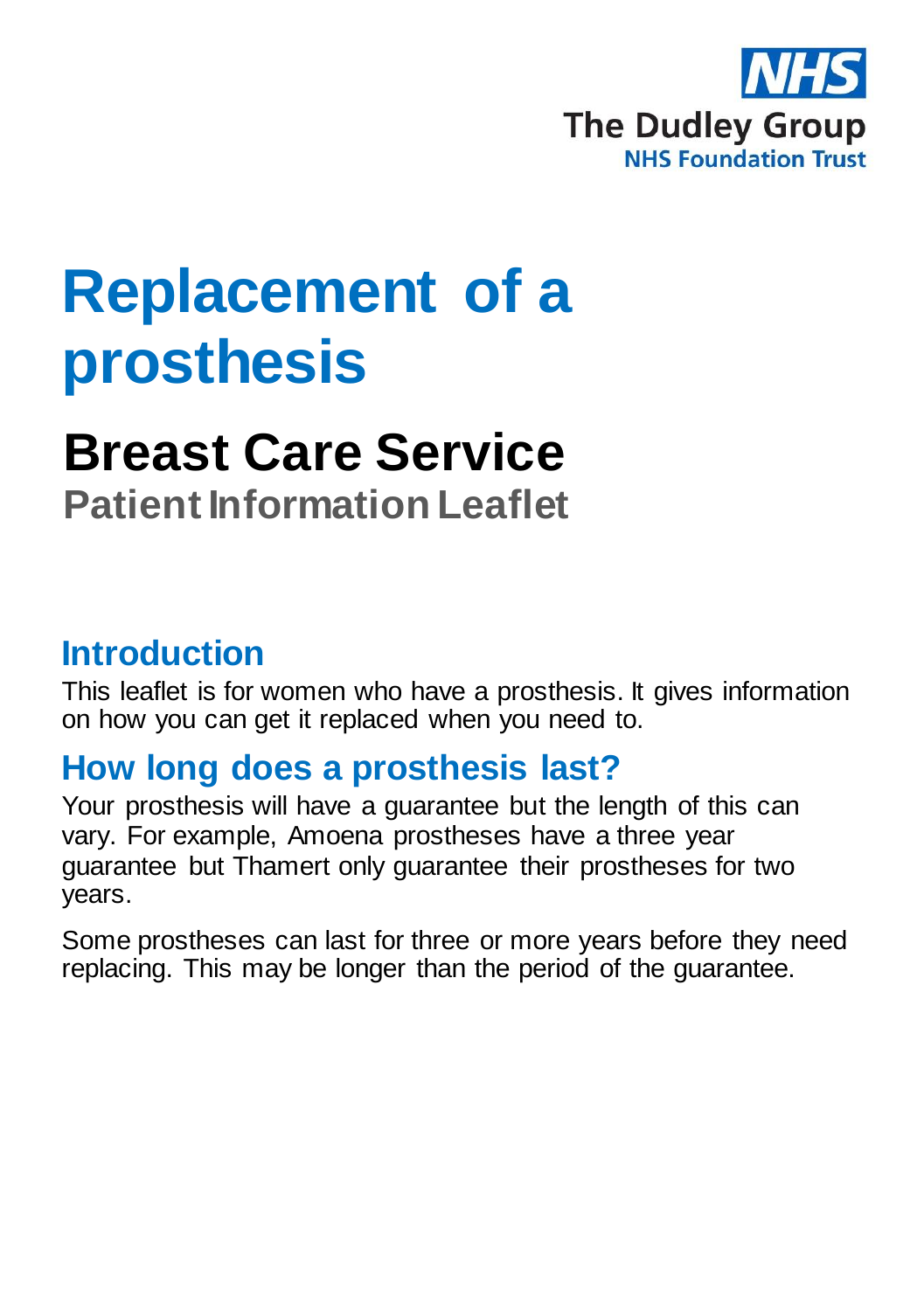NHS

The Dudley Group
NHS Foundation Trust

# Replacement of a prosthesis

## Breast Care Service

**Patient Information Leaflet**

## Introduction

This leaflet is for women who have a prosthesis. It gives information on how you can get it replaced when you need to.

## How long does a prosthesis last?

Your prosthesis will have a guarantee but the length of this can vary. For example, Amoena prostheses have a three year guarantee but Thamert only guarantee their prostheses for two years.

Some prostheses can last for three or more years before they need replacing. This may be longer than the period of the guarantee.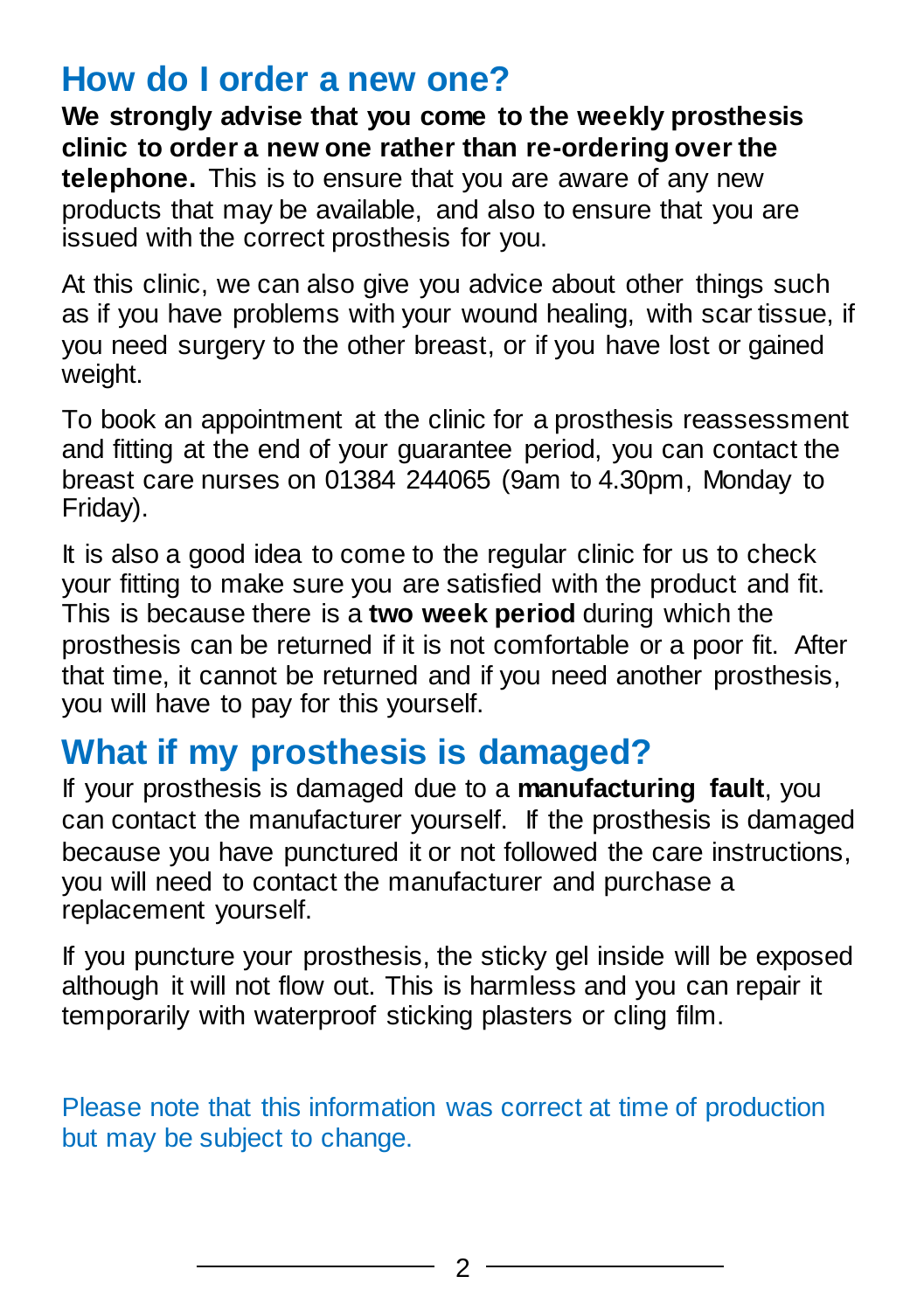## How do I order a new one?

**We strongly advise that you come to the weekly prosthesis clinic to order a new one rather than re-ordering over the telephone.** This is to ensure that you are aware of any new products that may be available, and also to ensure that you are issued with the correct prosthesis for you.

At this clinic, we can also give you advice about other things such as if you have problems with your wound healing, with scar tissue, if you need surgery to the other breast, or if you have lost or gained weight.

To book an appointment at the clinic for a prosthesis reassessment and fitting at the end of your guarantee period, you can contact the breast care nurses on 01384 244065 (9am to 4.30pm, Monday to Friday).

It is also a good idea to come to the regular clinic for us to check your fitting to make sure you are satisfied with the product and fit. This is because there is a **two week period** during which the prosthesis can be returned if it is not comfortable or a poor fit. After that time, it cannot be returned and if you need another prosthesis, you will have to pay for this yourself.

## What if my prosthesis is damaged?

If your prosthesis is damaged due to a **manufacturing fault**, you can contact the manufacturer yourself. If the prosthesis is damaged because you have punctured it or not followed the care instructions, you will need to contact the manufacturer and purchase a replacement yourself.

If you puncture your prosthesis, the sticky gel inside will be exposed although it will not flow out. This is harmless and you can repair it temporarily with waterproof sticking plasters or cling film.

Please note that this information was correct at time of production but may be subject to change.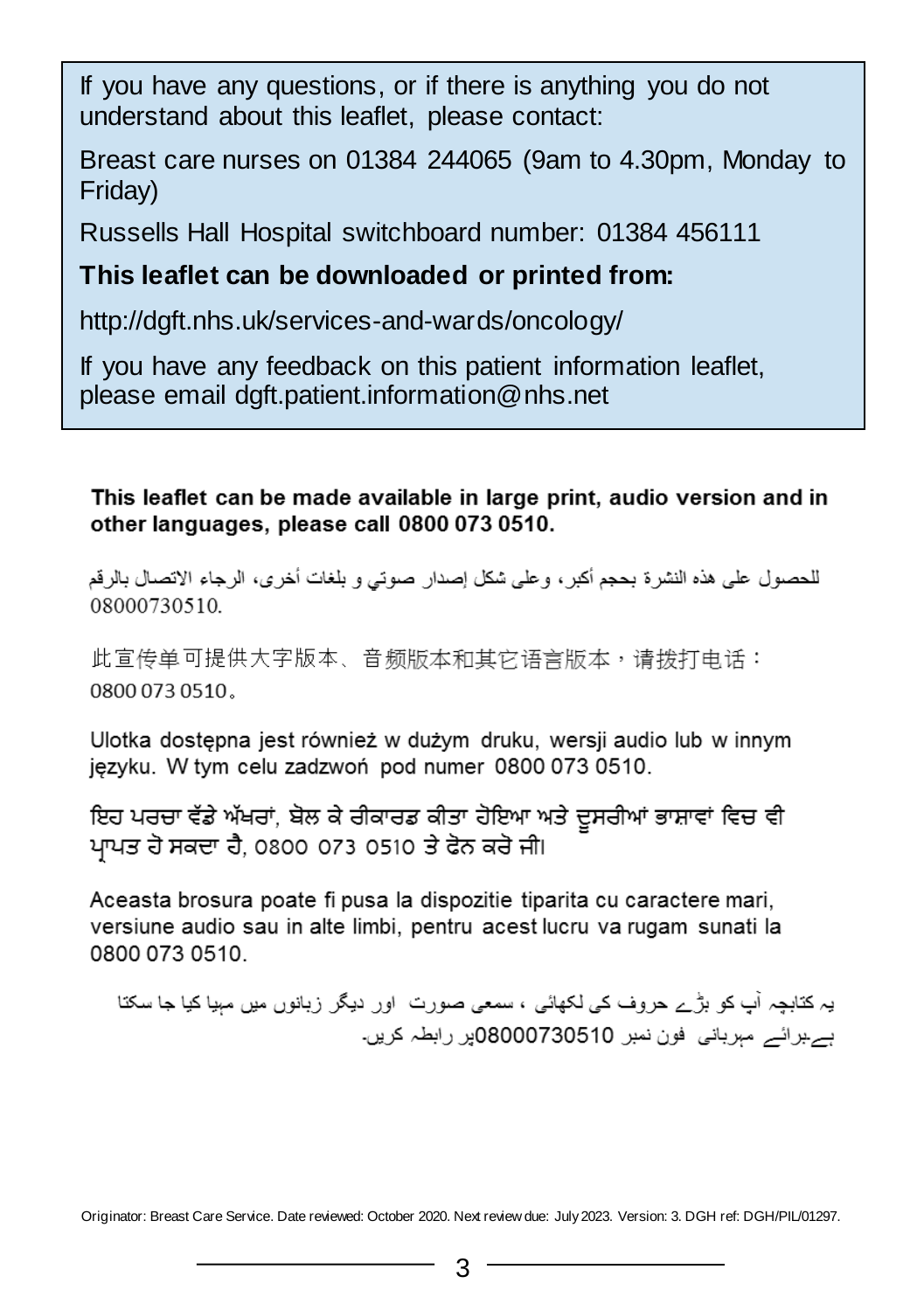If you have any questions, or if there is anything you do not understand about this leaflet, please contact:

Breast care nurses on 01384 244065 (9am to 4.30pm, Monday to Friday)

Russells Hall Hospital switchboard number: 01384 456111

**This leaflet can be downloaded or printed from:**

http://dgft.nhs.uk/services-and-wards/oncology/

If you have any feedback on this patient information leaflet, please email dgft.patient.information@nhs.net

**This leaflet can be made available in large print, audio version and in other languages, please call 0800 073 0510.**

للحصول على هذه النشرة بحجم أكبر، وعلى شكل إصدار صوتي و بلغات أخرى، الرجاء الاتصال بالرقم 08000730510.

此宣传单可提供大字版本、音频版本和其它语言版本，请拨打电话：0800 073 0510。

Ulotka dostępna jest również w dużym druku, wersji audio lub w innym języku. W tym celu zadzwoń pod numer 0800 073 0510.

ਇਹ ਪਰਚਾ ਵੱਡੇ ਅੱਖਰਾਂ, ਬੋਲ ਕੇ ਰੀਕਾਰਡ ਕੀਤਾ ਹੋਇਆ ਅਤੇ ਦੂਸਰੀਆਂ ਭਾਸ਼ਾਵਾਂ ਵਿਚ ਵੀ ਪ੍ਰਾਪਤ ਹੋ ਸਕਦਾ ਹੈ, 0800 073 0510 ਤੇ ਫੋਨ ਕਰੋ ਜੀ।

Aceasta brosura poate fi pusa la dispozitie tiparita cu caractere mari, versiune audio sau in alte limbi, pentru acest lucru va rugam sunati la 0800 073 0510.

یہ کتابچہ آپ کو بڑے حروف کی لکھائی ، سمعی صورت اور دیگر زبانوں میں مہیا کیا جا سکتا ہے۔برائے مہربانی فون نمبر 08000730510پر رابطہ کریں۔

Originator: Breast Care Service. Date reviewed: October 2020. Next review due: July 2023. Version: 3. DGH ref: DGH/PIL/01297.